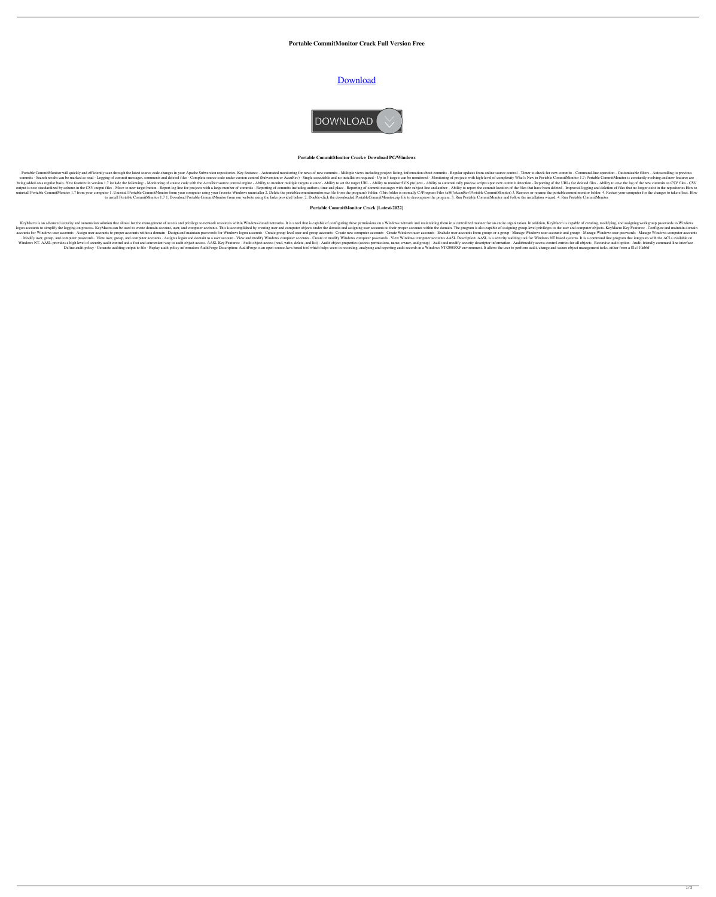**Portable CommitMonitor Crack Full Version Free**

[Download](#)

**Portable CommitMonitor Crack+ Download PC/Windows**

Portable CommitMonitor will quickly and efficiently scan through the latest source code changes in your Apache Subversion repositories. Key features: - Automated monitoring for news of new commits - Multiple views including project listing, information about commits - Regular updates from online source control - Timer to check for new commits - Command-line operation - Customizable filters - Autoscrolling to previous commits - Search results can be marked as read - Logging of commit messages, comments and deleted files - Complete source code under version control (Subversion or AccuRev) - Single executable and no installation required - Up to 5 targets can be monitored - Monitoring of projects with high-level of complexity What's New in Portable CommitMonitor 1.7: Portable CommitMonitor is constantly evolving and new features are being added on a regular basis. New features in version 1.7 include the following: - Monitoring of source code with the AccuRev source control engine - Ability to monitor multiple targets at once - Ability to set the target URL - Ability to monitor SVN projects - Ability to automatically process scripts upon new commit detection - Reporting of the URLs for deleted files - Ability to save the log of the new commits as CSV files - CSV output is now standardized by column in the CSV output files - Move to new target button - Report log line for projects with a large number of commits - Reporting of commits including authors, time and place - Reporting of commit messages with their subject line and author - Ability to report the commit location of the files that have been deleted - Improved logging and deletion of files that no longer exist in the repositories How to uninstall Portable CommitMonitor 1.7 from your computer 1. Uninstall Portable CommitMonitor from your computer using your favorite Windows uninstaller 2. Delete the portablecommitmonitor.exe file from the program's folder. (This folder is normally C:\Program Files (x86)\AccuRev\Portable CommitMonitor) 3. Remove or rename the portablecommitmonitor folder. 4. Restart your computer for the changes to take effect. How to install Portable CommitMonitor 1.7 1. Download Portable CommitMonitor from our website using the links provided below. 2. Double-click the downloaded PortableCommitMonitor.zip file to decompress the program. 3. Run Portable CommitMonitor and follow the installation wizard. 4. Run Portable CommitMonitor

**Portable CommitMonitor Crack [Latest-2022]**

KeyMacro is an advanced security and automation solution that allows for the management of access and privilege to network resources within Windows-based networks. It is a tool that is capable of configuring these permissions on a Windows network and maintaining them in a centralized manner for an entire organization. In addition, KeyMacro is capable of creating, modifying, and assigning workgroup passwords to Windows logon accounts to simplify the logging-on process. KeyMacro can be used to create domain account, user, and computer accounts. This is accomplished by creating user and computer objects under the domain and assigning user accounts to their proper accounts within the domain. The program is also capable of assigning group-level privileges to the user and computer objects. KeyMacro Key Features: · Configure and maintain domain accounts for Windows user accounts · Assign user accounts to proper accounts within a domain · Design and maintain passwords for Windows logon accounts · Create group-level user and group accounts · Create new computer accounts · Create Windows user accounts · Exclude user accounts from groups or a group · Manage Windows user accounts and groups · Manage Windows user passwords · Manage Windows computer accounts · Modify user, group, and computer passwords · View user, group, and computer accounts · Assign a logon and domain to a user account · View and modify Windows computer accounts · Create or modify Windows computer passwords · View Windows computer accounts AASL Description: AASL is a security auditing tool for Windows NT based systems. It is a command line program that integrates with the ACLs available on Windows NT. AASL provides a high level of security audit control and a fast and convenient way to audit object access. AASL Key Features: · Audit object access (read, write, delete, and list) · Audit object properties (access permissions, name, owner, and group) · Audit and modify security descriptor information · Audit/modify access control entries for all objects · Recursive audit option · Audit-friendly command line interface · Define audit policy · Generate auditing output to file · Replay audit policy information AuditForge Description: AuditForge is an open source Java based tool which helps users in recording, analyzing and reporting audit records in a Windows NT/2000/XP environment. It allows the user to perform audit, change and secure object management tasks, either from a 81e310abbf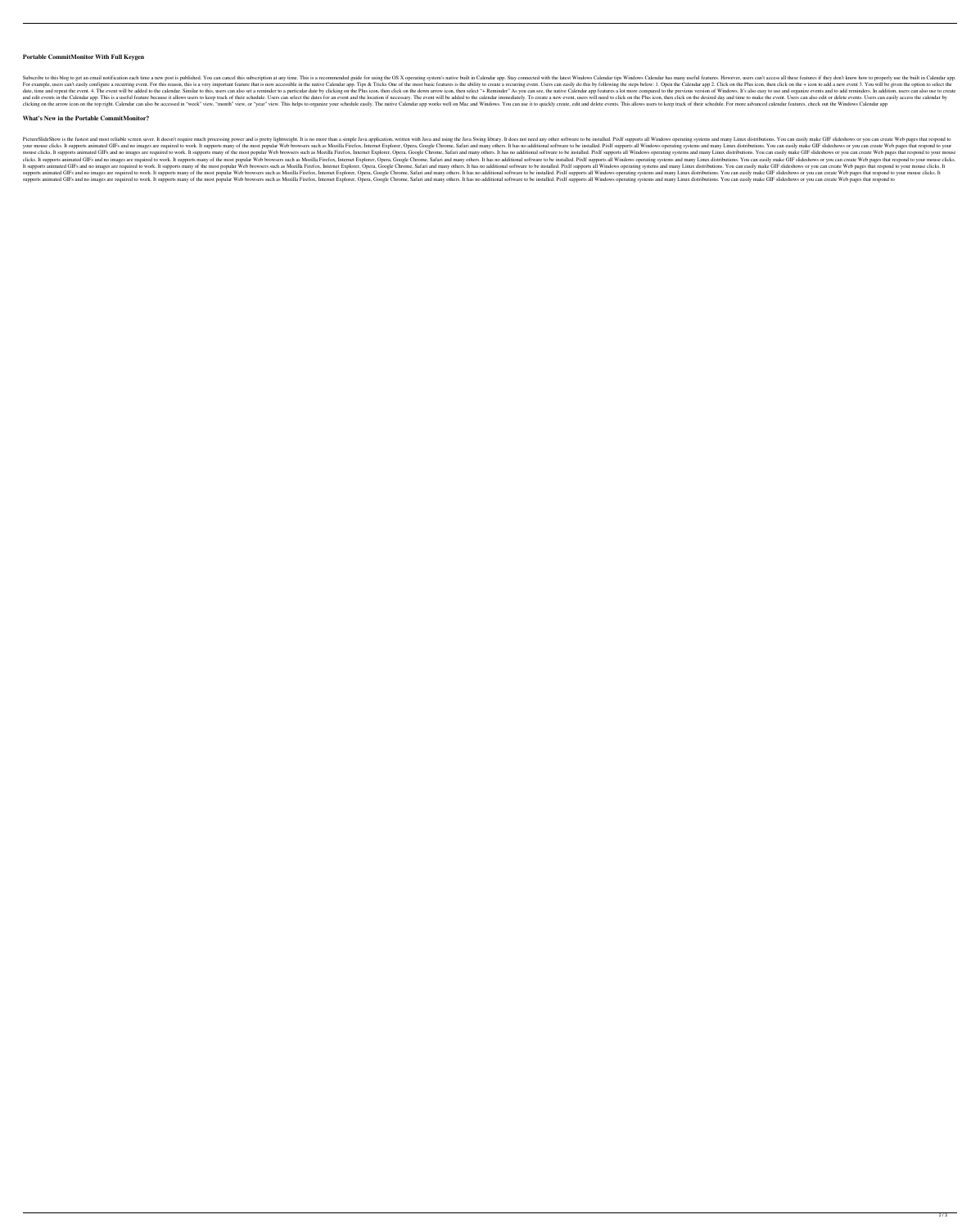### Portable CommitMonitor With Full Keygen

Subscribe to this blog to get an email notification each time a new post is published. You can cancel this subscription at any time. This is a recommended guide for using the OS X operating system's native built in Calendar app. Stay connected with the latest Windows Calendar tips Windows Calendar has many useful features. However, users can't access all these features if they don't know how to properly use the built in Calendar app. For example, users can't easily configure a recurring event. For this reason, this is a very important feature that is now accessible in the native Calendar app. Tips & Tricks One of the most basic features is the ability to create a recurring event. Users can easily do this by following the steps below: 1. Open the Calendar app 2. Click on the Plus icon, then click on the + icon to add a new event 3. You will be given the option to select the date, time and repeat the event. 4. The event will be added to the calendar. Similar to this, users can also set a reminder to a particular date by clicking on the Plus icon, then click on the down arrow icon, then select "+ Reminder" As you can see, the native Calendar app features a lot more compared to the previous version of Windows. It's also easy to use and organize events and to add reminders. In addition, users can also use to create and edit events in the Calendar app. This is a useful feature because it allows users to keep track of their schedule. Users can select the dates for an event and the location if necessary. The event will be added to the calendar immediately. To create a new event, users will need to click on the Plus icon, then click on the desired day and time to make the event. Users can also edit or delete events. Users can easily access the calendar by clicking on the arrow icon on the top right. Calendar can also be accessed in "week" view, "month" view, or "year" view. This helps to organize your schedule easily. The native Calendar app works well on Mac and Windows. You can use it to quickly create, edit and delete events. This allows users to keep track of their schedule. For more advanced calendar features, check out the Windows Calendar app

### What's New in the Portable CommitMonitor?

PictureSlideShow is the fastest and most reliable screen saver. It doesn't require much processing power and is pretty lightweight. It is no more than a simple Java application, written with Java and using the Java Swing library. It does not need any other software to be installed. PixIf supports all Windows operating systems and many Linux distributions. You can easily make GIF slideshows or you can create Web pages that respond to your mouse clicks. It supports animated GIFs and no images are required to work. It supports many of the most popular Web browsers such as Mozilla Firefox, Internet Explorer, Opera, Google Chrome, Safari and many others. It has no additional software to be installed. PixIf supports all Windows operating systems and many Linux distributions. You can easily make GIF slideshows or you can create Web pages that respond to your mouse clicks. It supports animated GIFs and no images are required to work. It supports many of the most popular Web browsers such as Mozilla Firefox, Internet Explorer, Opera, Google Chrome, Safari and many others. It has no additional software to be installed. PixIf supports all Windows operating systems and many Linux distributions. You can easily make GIF slideshows or you can create Web pages that respond to your mouse clicks. It supports animated GIFs and no images are required to work. It supports many of the most popular Web browsers such as Mozilla Firefox, Internet Explorer, Opera, Google Chrome, Safari and many others. It has no additional software to be installed. PixIf supports all Windows operating systems and many Linux distributions. You can easily make GIF slideshows or you can create Web pages that respond to your mouse clicks. It supports animated GIFs and no images are required to work. It supports many of the most popular Web browsers such as Mozilla Firefox, Internet Explorer, Opera, Google Chrome, Safari and many others. It has no additional software to be installed. PixIf supports all Windows operating systems and many Linux distributions. You can easily make GIF slideshows or you can create Web pages that respond to your mouse clicks. It supports animated GIFs and no images are required to work. It supports many of the most popular Web browsers such as Mozilla Firefox, Internet Explorer, Opera, Google Chrome, Safari and many others. It has no additional software to be installed. PixIf supports all Windows operating systems and many Linux distributions. You can easily make GIF slideshows or you can create Web pages that respond to your mouse clicks. It supports animated GIFs and no images are required to work. It supports many of the most popular Web browsers such as Mozilla Firefox, Internet Explorer, Opera, Google Chrome, Safari and many others. It has no additional software to be installed. PixIf supports all Windows operating systems and many Linux distributions. You can easily make GIF slideshows or you can create Web pages that respond to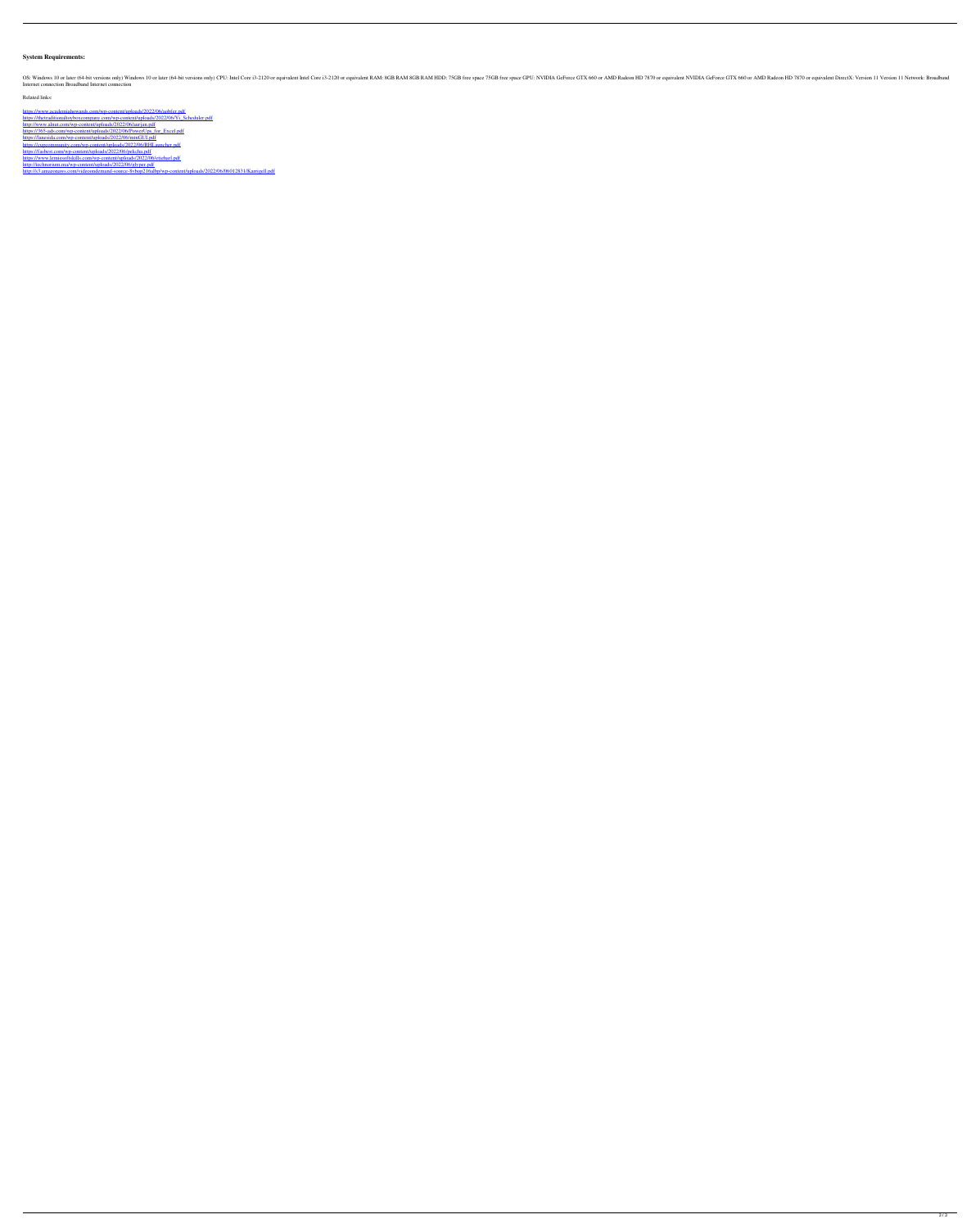**System Requirements:**

OS: Windows 10 or later (64-bit versions only) Windows 10 or later (64-bit versions only) CPU: Intel Core i3-2120 or equivalent Intel Core i3-2120 or equivalent RAM: 8GB RAM 8GB RAM HDD: 75GB free space 75GB free space GPU: NVIDIA GeForce GTX 660 or AMD Radeon HD 7870 or equivalent NVIDIA GeForce GTX 660 or AMD Radeon HD 7870 or equivalent DirectX: Version 11 Version 11 Network: Broadband Internet connection Broadband Internet connection

Related links:

https://www.academiahowards.com/wp-content/uploads/2022/06/aubfer.pdf
https://thetraditionaltoyboxcompany.com/wp-content/uploads/2022/06/Yi_Scheduler.pdf
http://www.alnut.com/wp-content/uploads/2022/06/anrjan.pdf
https://365-ads.com/wp-content/uploads/2022/06/PowerUps_for_Excel.pdf
https://fanesula.com/wp-content/uploads/2022/06/minGUI.pdf
https://capecommunity.com/wp-content/uploads/2022/06/RHLauncher.pdf
https://fadsest.com/wp-content/uploads/2022/06/pekelu.pdf
https://www.lemiesoftskills.com/wp-content/uploads/2022/06/eriehari.pdf
http://technorium.ma/wp-content/uploads/2022/06/glyper.pdf
http://s3.amazonaws.com/videoondemand-source-8vbop216albp/wp-content/uploads/2022/06/06012831/Karrigell.pdf